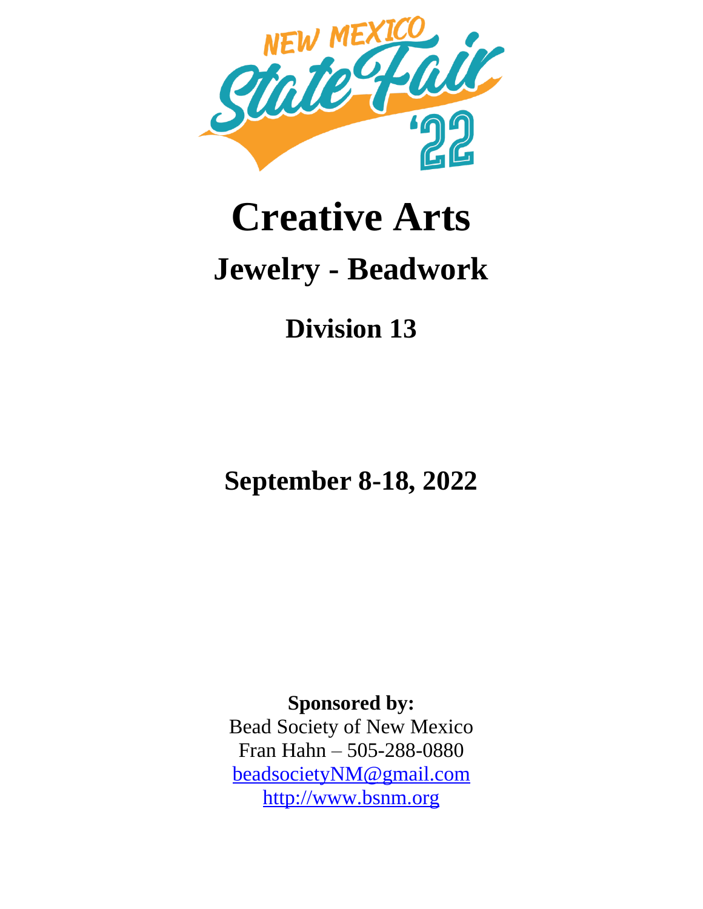NEW MEXICO State Fair '22

# Creative Arts

## Jewelry - Beadwork

### Division 13

**September 8-18, 2022**

**Sponsored by:**
Bead Society of New Mexico
Fran Hahn – 505-288-0880
beadsocietyNM@gmail.com
http://www.bsnm.org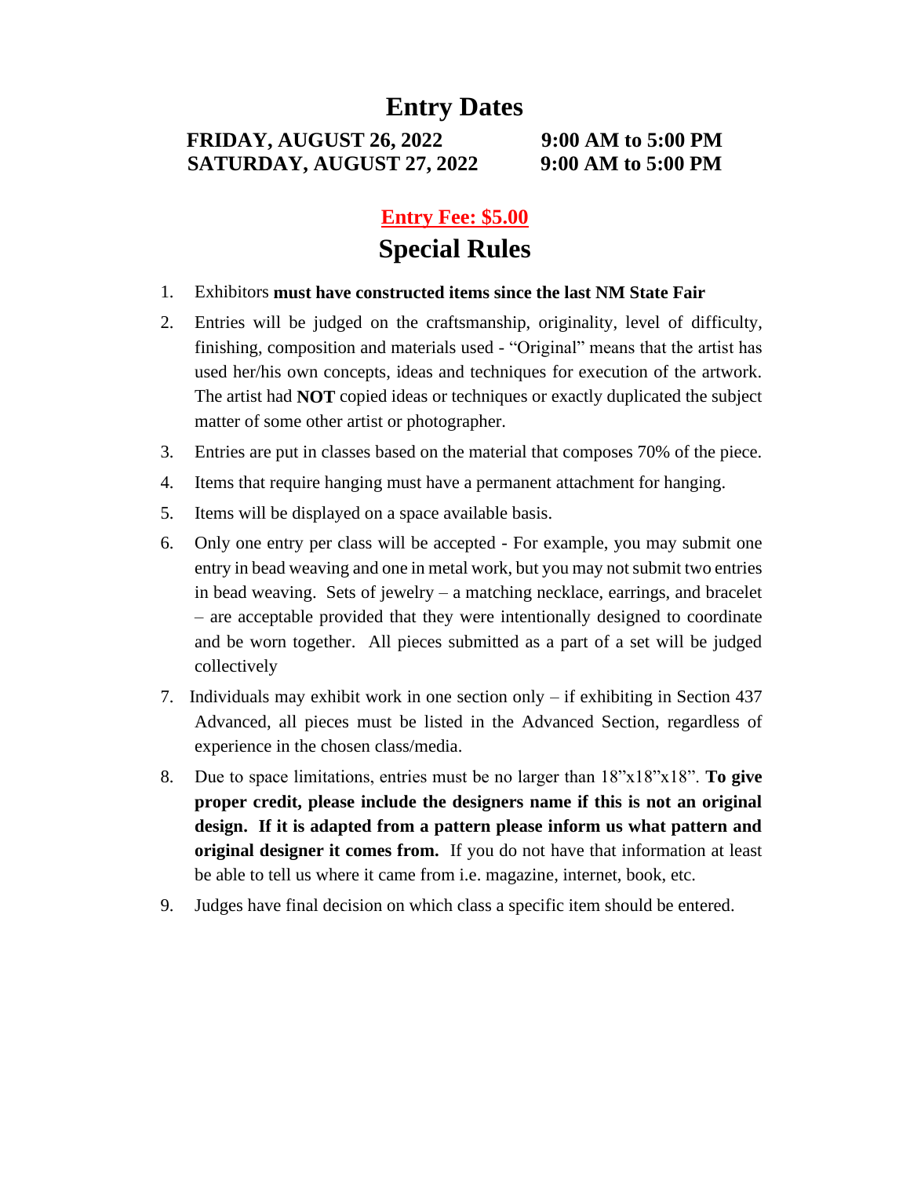# Entry Dates

**FRIDAY, AUGUST 26, 2022 — 9:00 AM to 5:00 PM**
**SATURDAY, AUGUST 27, 2022 — 9:00 AM to 5:00 PM**

## Entry Fee: $5.00

# Special Rules

1. Exhibitors **must have constructed items since the last NM State Fair**
2. Entries will be judged on the craftsmanship, originality, level of difficulty, finishing, composition and materials used - "Original" means that the artist has used her/his own concepts, ideas and techniques for execution of the artwork. The artist had **NOT** copied ideas or techniques or exactly duplicated the subject matter of some other artist or photographer.
3. Entries are put in classes based on the material that composes 70% of the piece.
4. Items that require hanging must have a permanent attachment for hanging.
5. Items will be displayed on a space available basis.
6. Only one entry per class will be accepted - For example, you may submit one entry in bead weaving and one in metal work, but you may not submit two entries in bead weaving. Sets of jewelry – a matching necklace, earrings, and bracelet – are acceptable provided that they were intentionally designed to coordinate and be worn together. All pieces submitted as a part of a set will be judged collectively
7. Individuals may exhibit work in one section only – if exhibiting in Section 437 Advanced, all pieces must be listed in the Advanced Section, regardless of experience in the chosen class/media.
8. Due to space limitations, entries must be no larger than 18"x18"x18". **To give proper credit, please include the designers name if this is not an original design. If it is adapted from a pattern please inform us what pattern and original designer it comes from.** If you do not have that information at least be able to tell us where it came from i.e. magazine, internet, book, etc.
9. Judges have final decision on which class a specific item should be entered.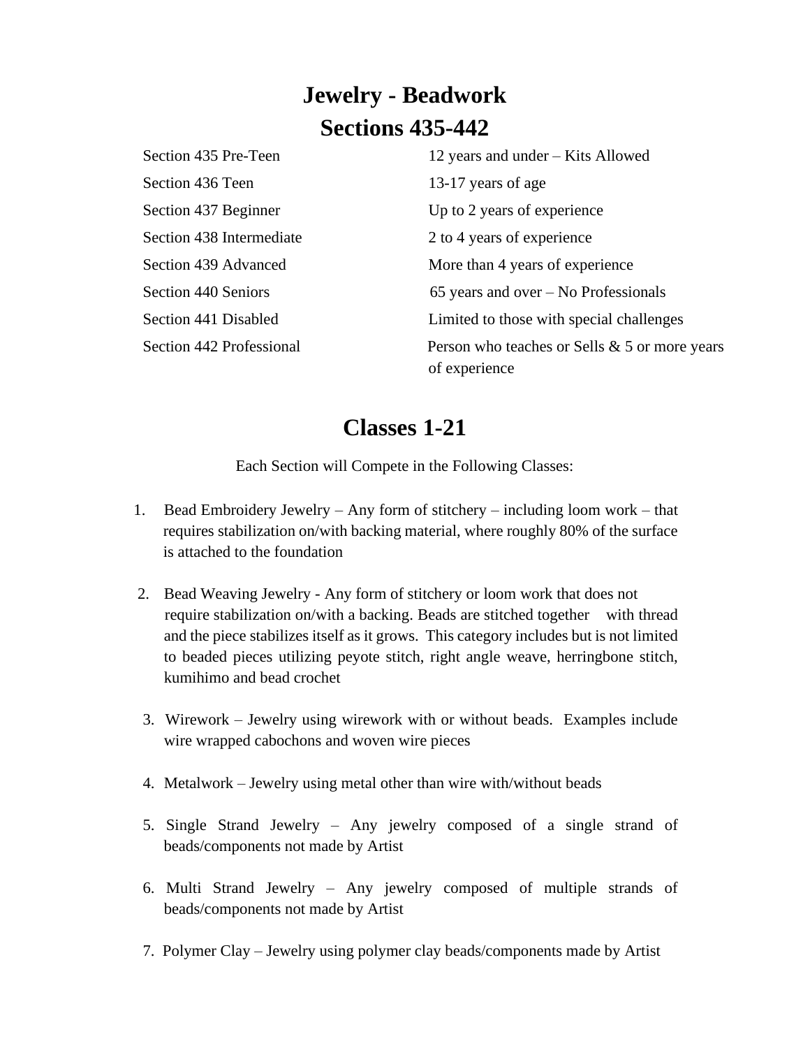# Jewelry - Beadwork

# Sections 435-442

| | |
|---|---|
| Section 435 Pre-Teen | 12 years and under – Kits Allowed |
| Section 436 Teen | 13-17 years of age |
| Section 437 Beginner | Up to 2 years of experience |
| Section 438 Intermediate | 2 to 4 years of experience |
| Section 439 Advanced | More than 4 years of experience |
| Section 440 Seniors | 65 years and over – No Professionals |
| Section 441 Disabled | Limited to those with special challenges |
| Section 442 Professional | Person who teaches or Sells & 5 or more years of experience |

# Classes 1-21

Each Section will Compete in the Following Classes:

1. Bead Embroidery Jewelry – Any form of stitchery – including loom work – that requires stabilization on/with backing material, where roughly 80% of the surface is attached to the foundation

2. Bead Weaving Jewelry - Any form of stitchery or loom work that does not require stabilization on/with a backing. Beads are stitched together with thread and the piece stabilizes itself as it grows. This category includes but is not limited to beaded pieces utilizing peyote stitch, right angle weave, herringbone stitch, kumihimo and bead crochet

3. Wirework – Jewelry using wirework with or without beads. Examples include wire wrapped cabochons and woven wire pieces

4. Metalwork – Jewelry using metal other than wire with/without beads

5. Single Strand Jewelry – Any jewelry composed of a single strand of beads/components not made by Artist

6. Multi Strand Jewelry – Any jewelry composed of multiple strands of beads/components not made by Artist

7. Polymer Clay – Jewelry using polymer clay beads/components made by Artist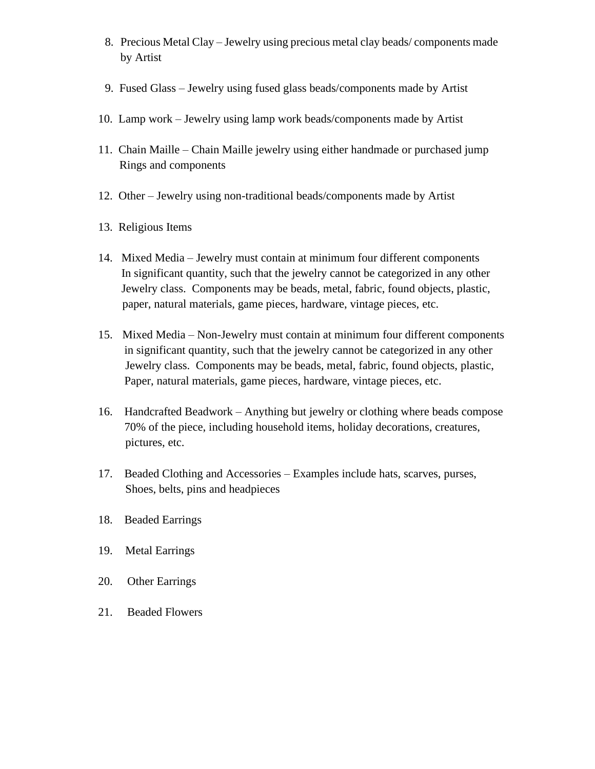8. Precious Metal Clay – Jewelry using precious metal clay beads/ components made by Artist

9. Fused Glass – Jewelry using fused glass beads/components made by Artist

10. Lamp work – Jewelry using lamp work beads/components made by Artist

11. Chain Maille – Chain Maille jewelry using either handmade or purchased jump Rings and components

12. Other – Jewelry using non-traditional beads/components made by Artist

13. Religious Items

14. Mixed Media – Jewelry must contain at minimum four different components In significant quantity, such that the jewelry cannot be categorized in any other Jewelry class. Components may be beads, metal, fabric, found objects, plastic, paper, natural materials, game pieces, hardware, vintage pieces, etc.

15. Mixed Media – Non-Jewelry must contain at minimum four different components in significant quantity, such that the jewelry cannot be categorized in any other Jewelry class. Components may be beads, metal, fabric, found objects, plastic, Paper, natural materials, game pieces, hardware, vintage pieces, etc.

16. Handcrafted Beadwork – Anything but jewelry or clothing where beads compose 70% of the piece, including household items, holiday decorations, creatures, pictures, etc.

17. Beaded Clothing and Accessories – Examples include hats, scarves, purses, Shoes, belts, pins and headpieces

18. Beaded Earrings

19. Metal Earrings

20. Other Earrings

21. Beaded Flowers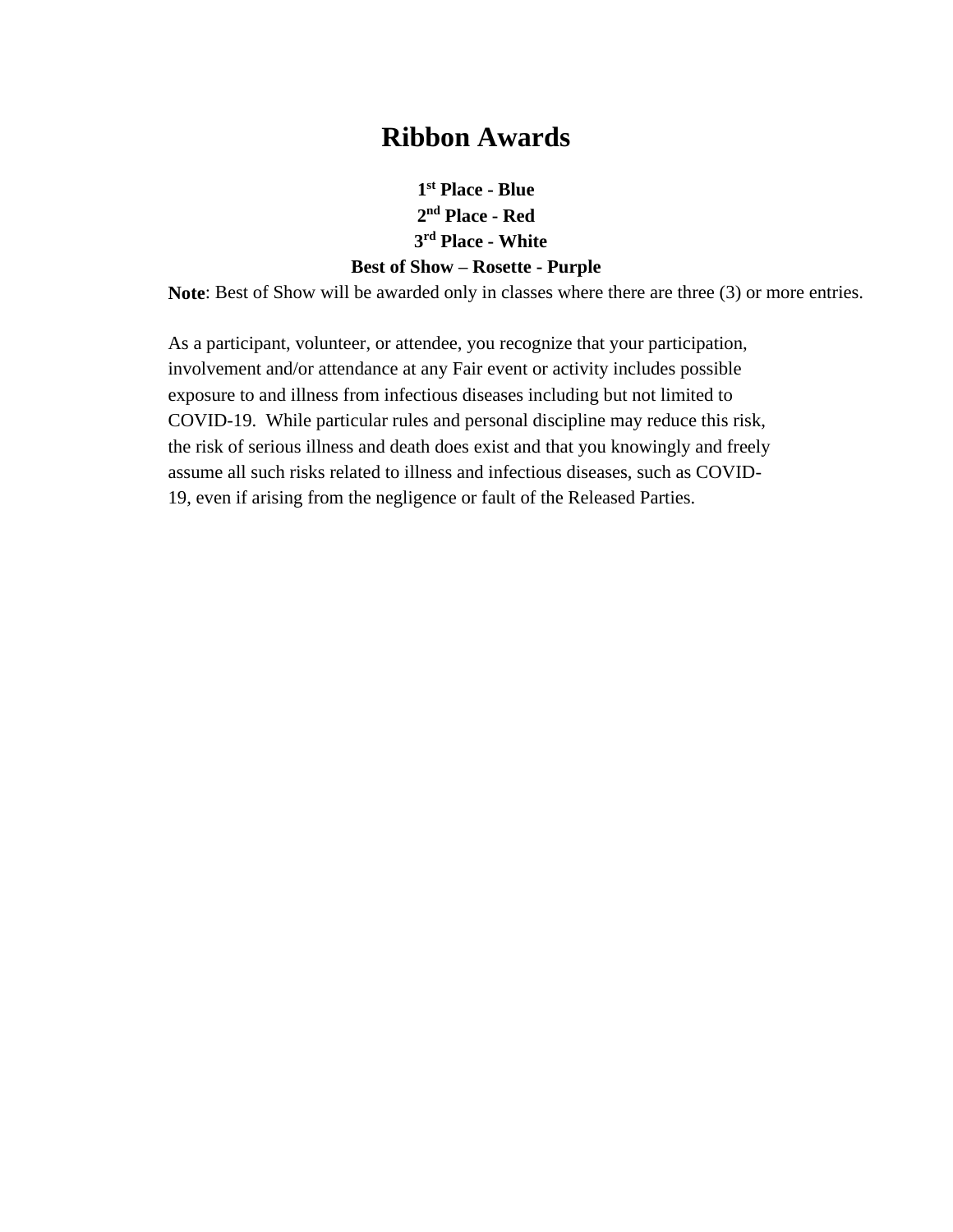# Ribbon Awards

**1st Place - Blue**
**2nd Place - Red**
**3rd Place - White**
**Best of Show – Rosette - Purple**

**Note**: Best of Show will be awarded only in classes where there are three (3) or more entries.

As a participant, volunteer, or attendee, you recognize that your participation, involvement and/or attendance at any Fair event or activity includes possible exposure to and illness from infectious diseases including but not limited to COVID-19. While particular rules and personal discipline may reduce this risk, the risk of serious illness and death does exist and that you knowingly and freely assume all such risks related to illness and infectious diseases, such as COVID-19, even if arising from the negligence or fault of the Released Parties.